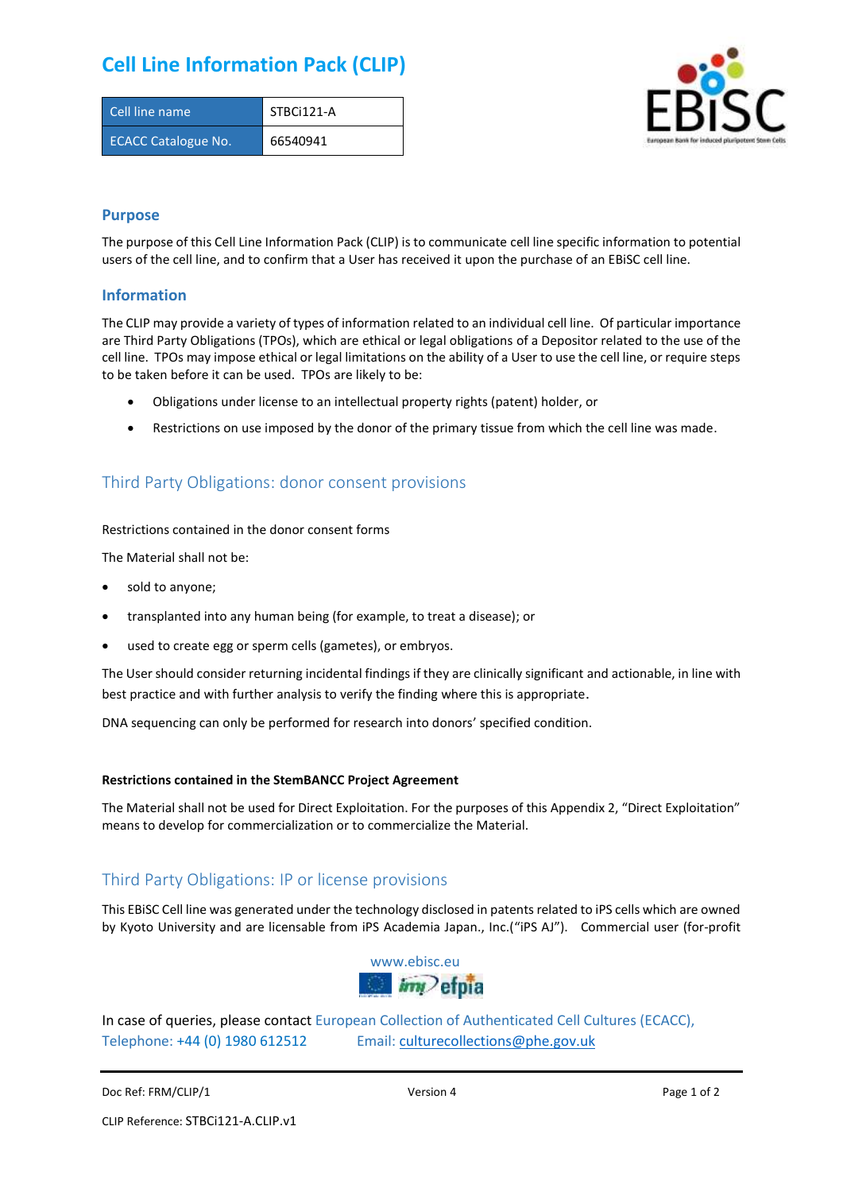# Cell Line Information Pack (CLIP)

| Cell line name | STBCi121-A |
|---|---|
| ECACC Catalogue No. | 66540941 |

## Purpose

The purpose of this Cell Line Information Pack (CLIP) is to communicate cell line specific information to potential users of the cell line, and to confirm that a User has received it upon the purchase of an EBiSC cell line.

## Information

The CLIP may provide a variety of types of information related to an individual cell line. Of particular importance are Third Party Obligations (TPOs), which are ethical or legal obligations of a Depositor related to the use of the cell line. TPOs may impose ethical or legal limitations on the ability of a User to use the cell line, or require steps to be taken before it can be used. TPOs are likely to be:

- Obligations under license to an intellectual property rights (patent) holder, or
- Restrictions on use imposed by the donor of the primary tissue from which the cell line was made.

## Third Party Obligations: donor consent provisions

Restrictions contained in the donor consent forms

The Material shall not be:

- sold to anyone;
- transplanted into any human being (for example, to treat a disease); or
- used to create egg or sperm cells (gametes), or embryos.

The User should consider returning incidental findings if they are clinically significant and actionable, in line with best practice and with further analysis to verify the finding where this is appropriate.

DNA sequencing can only be performed for research into donors' specified condition.

**Restrictions contained in the StemBANCC Project Agreement**

The Material shall not be used for Direct Exploitation. For the purposes of this Appendix 2, "Direct Exploitation" means to develop for commercialization or to commercialize the Material.

## Third Party Obligations: IP or license provisions

This EBiSC Cell line was generated under the technology disclosed in patents related to iPS cells which are owned by Kyoto University and are licensable from iPS Academia Japan., Inc.("iPS AJ"). Commercial user (for-profit

www.ebisc.eu

In case of queries, please contact European Collection of Authenticated Cell Cultures (ECACC), Telephone: +44 (0) 1980 612512 Email: culturecollections@phe.gov.uk

Doc Ref: FRM/CLIP/1 Version 4

CLIP Reference: STBCi121-A.CLIP.v1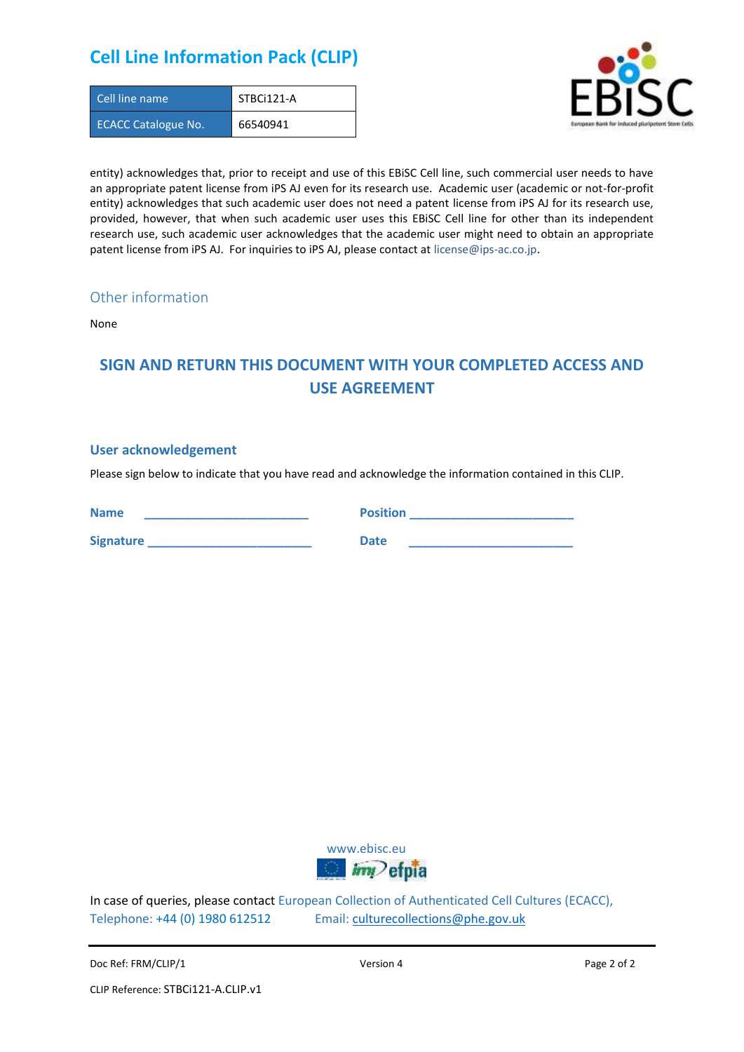# Cell Line Information Pack (CLIP)

| | |
|---|---|
| Cell line name | STBCi121-A |
| ECACC Catalogue No. | 66540941 |

entity) acknowledges that, prior to receipt and use of this EBiSC Cell line, such commercial user needs to have an appropriate patent license from iPS AJ even for its research use. Academic user (academic or not-for-profit entity) acknowledges that such academic user does not need a patent license from iPS AJ for its research use, provided, however, that when such academic user uses this EBiSC Cell line for other than its independent research use, such academic user acknowledges that the academic user might need to obtain an appropriate patent license from iPS AJ. For inquiries to iPS AJ, please contact at license@ips-ac.co.jp.

## Other information

None

## SIGN AND RETURN THIS DOCUMENT WITH YOUR COMPLETED ACCESS AND USE AGREEMENT

### User acknowledgement

Please sign below to indicate that you have read and acknowledge the information contained in this CLIP.

**Name** _________________________ **Position** _________________________

**Signature** _________________________ **Date** _________________________

www.ebisc.eu

In case of queries, please contact European Collection of Authenticated Cell Cultures (ECACC), Telephone: +44 (0) 1980 612512 Email: culturecollections@phe.gov.uk

Doc Ref: FRM/CLIP/1 Version 4

CLIP Reference: STBCi121-A.CLIP.v1